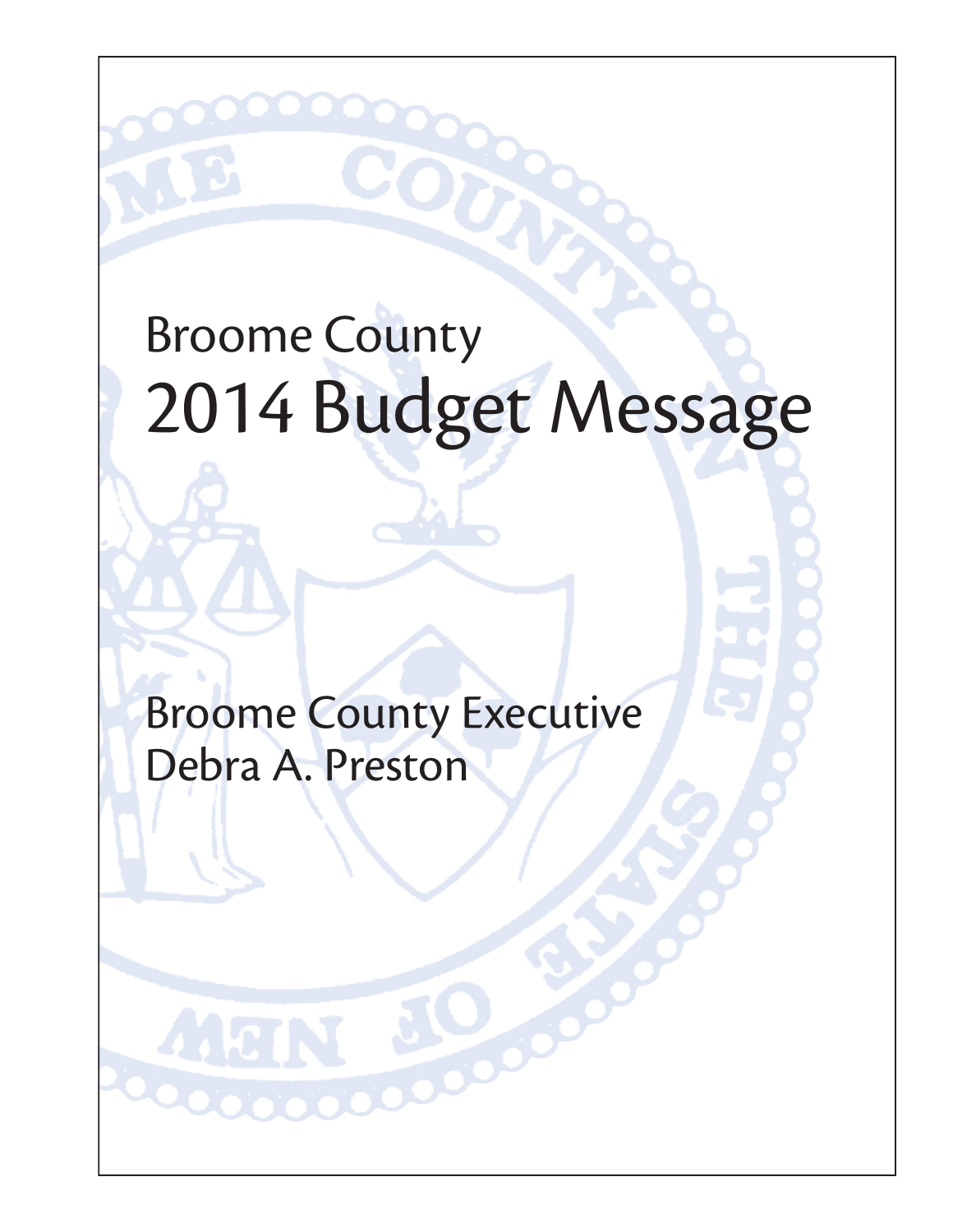# Broome County
# 2014 Budget Message

Broome County Executive
Debra A. Preston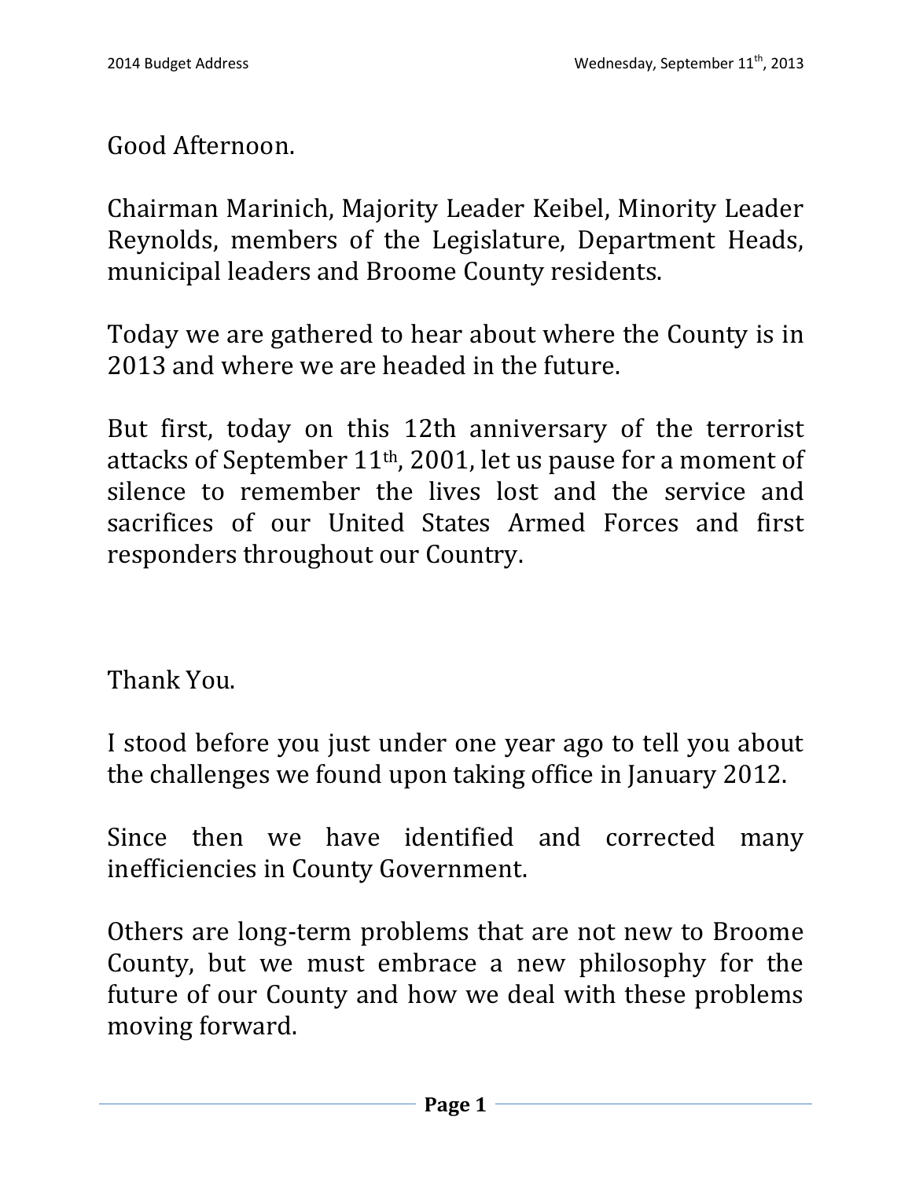Good Afternoon.

Chairman Marinich, Majority Leader Keibel, Minority Leader Reynolds, members of the Legislature, Department Heads, municipal leaders and Broome County residents.

Today we are gathered to hear about where the County is in 2013 and where we are headed in the future.

But first, today on this 12th anniversary of the terrorist attacks of September 11th, 2001, let us pause for a moment of silence to remember the lives lost and the service and sacrifices of our United States Armed Forces and first responders throughout our Country.

Thank You.

I stood before you just under one year ago to tell you about the challenges we found upon taking office in January 2012.

Since then we have identified and corrected many inefficiencies in County Government.

Others are long-term problems that are not new to Broome County, but we must embrace a new philosophy for the future of our County and how we deal with these problems moving forward.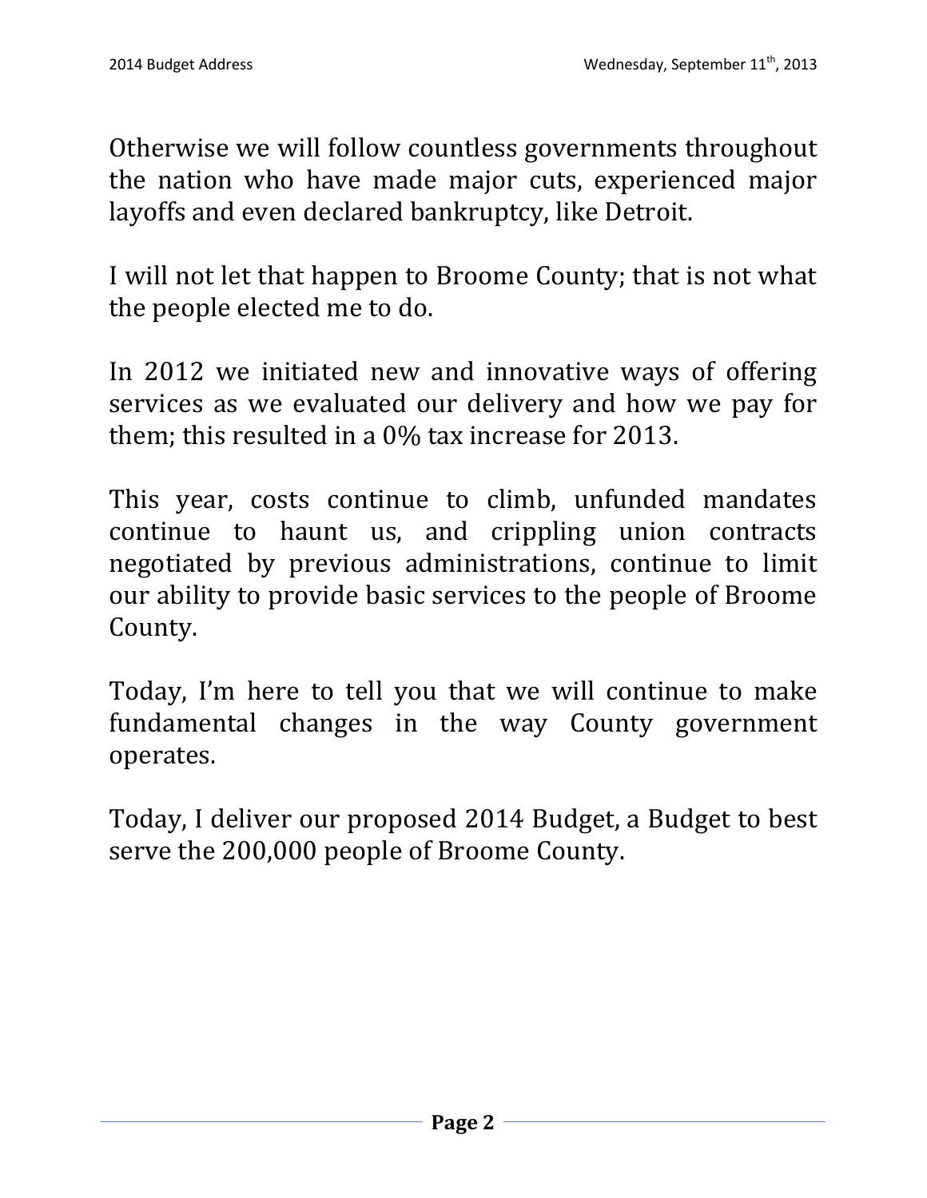Otherwise we will follow countless governments throughout the nation who have made major cuts, experienced major layoffs and even declared bankruptcy, like Detroit.

I will not let that happen to Broome County; that is not what the people elected me to do.

In 2012 we initiated new and innovative ways of offering services as we evaluated our delivery and how we pay for them; this resulted in a 0% tax increase for 2013.

This year, costs continue to climb, unfunded mandates continue to haunt us, and crippling union contracts negotiated by previous administrations, continue to limit our ability to provide basic services to the people of Broome County.

Today, I'm here to tell you that we will continue to make fundamental changes in the way County government operates.

Today, I deliver our proposed 2014 Budget, a Budget to best serve the 200,000 people of Broome County.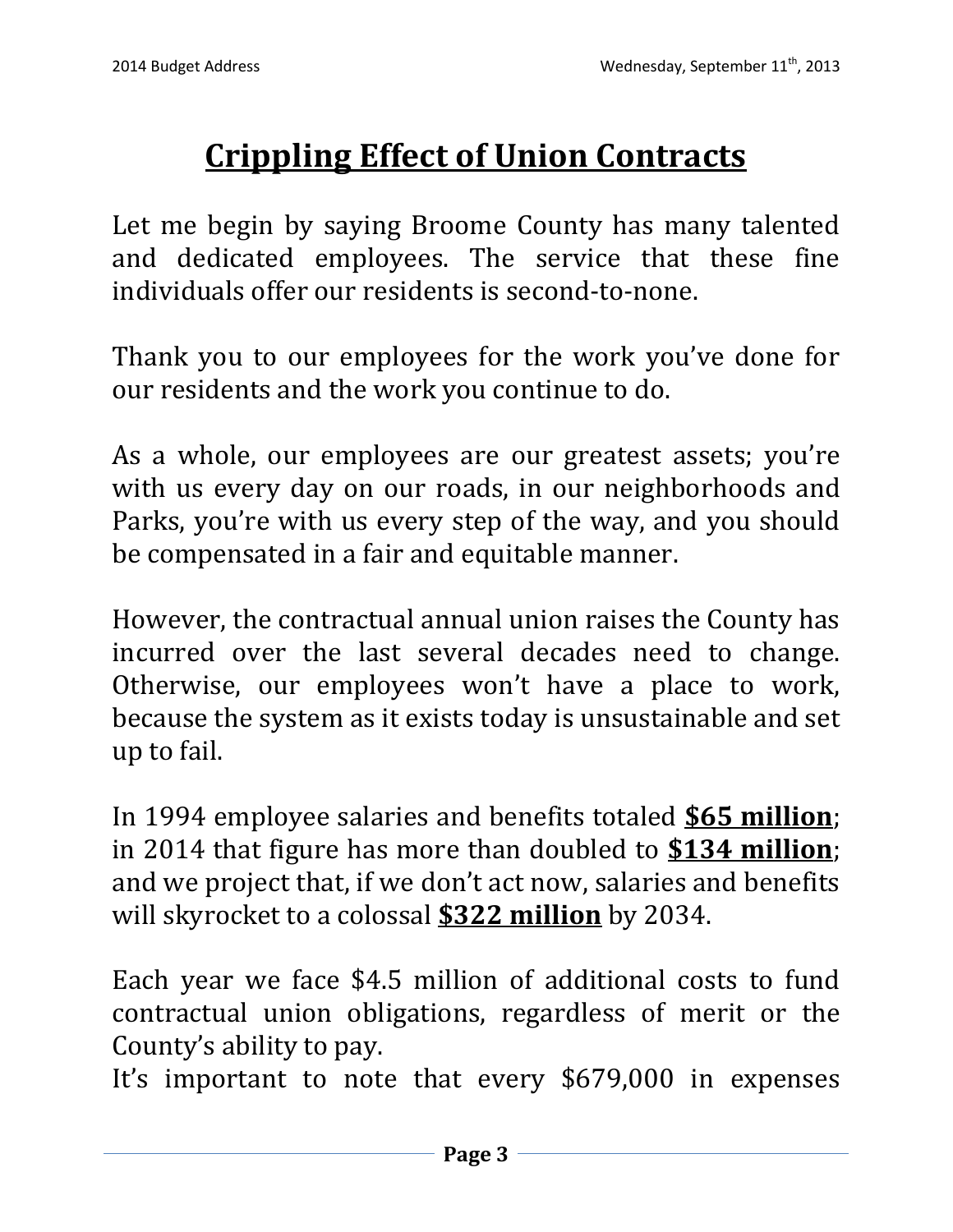# Crippling Effect of Union Contracts

Let me begin by saying Broome County has many talented and dedicated employees. The service that these fine individuals offer our residents is second-to-none.

Thank you to our employees for the work you've done for our residents and the work you continue to do.

As a whole, our employees are our greatest assets; you're with us every day on our roads, in our neighborhoods and Parks, you're with us every step of the way, and you should be compensated in a fair and equitable manner.

However, the contractual annual union raises the County has incurred over the last several decades need to change. Otherwise, our employees won't have a place to work, because the system as it exists today is unsustainable and set up to fail.

In 1994 employee salaries and benefits totaled **$65 million**; in 2014 that figure has more than doubled to **$134 million**; and we project that, if we don't act now, salaries and benefits will skyrocket to a colossal **$322 million** by 2034.

Each year we face $4.5 million of additional costs to fund contractual union obligations, regardless of merit or the County's ability to pay.

It's important to note that every $679,000 in expenses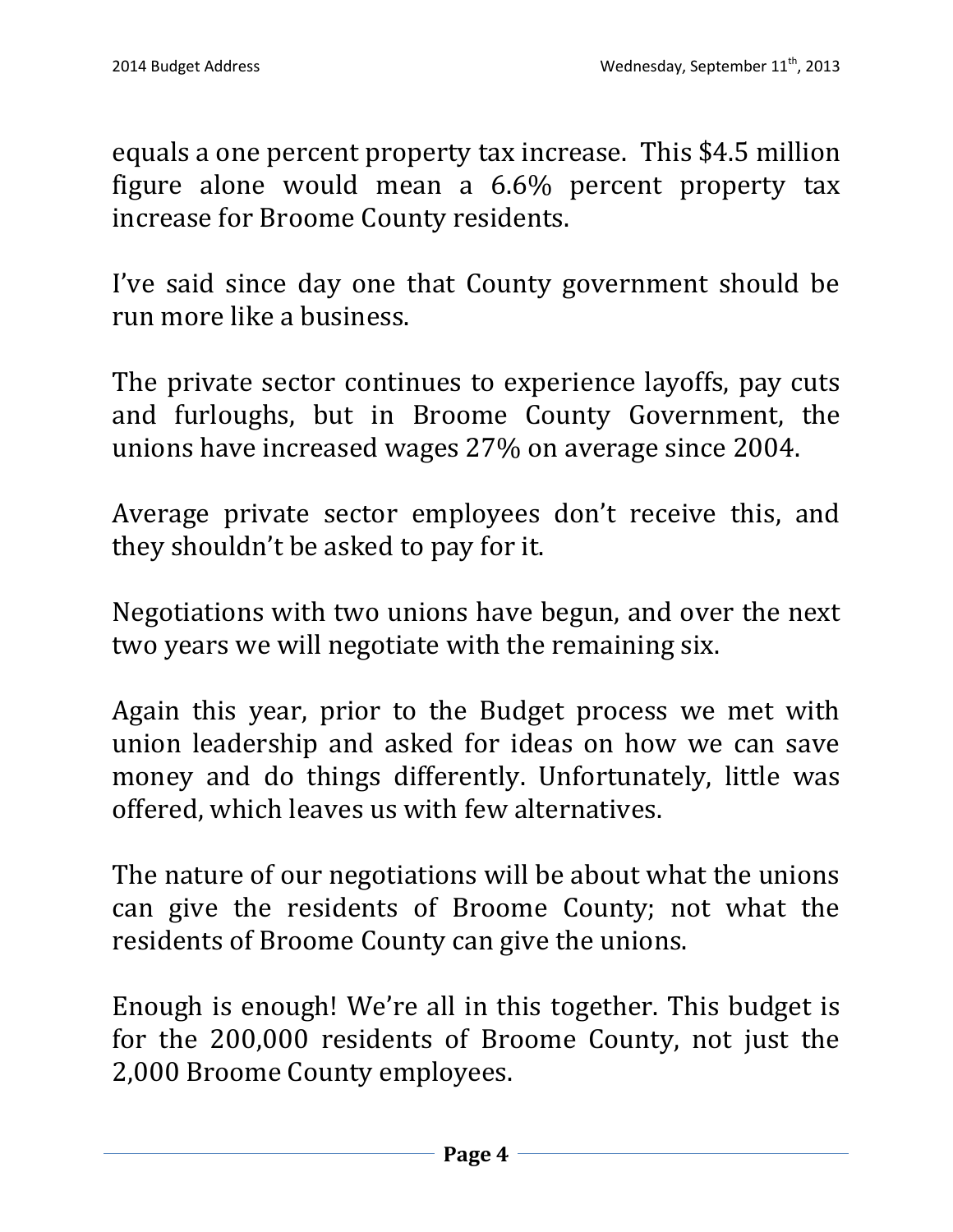equals a one percent property tax increase. This $4.5 million figure alone would mean a 6.6% percent property tax increase for Broome County residents.

I've said since day one that County government should be run more like a business.

The private sector continues to experience layoffs, pay cuts and furloughs, but in Broome County Government, the unions have increased wages 27% on average since 2004.

Average private sector employees don't receive this, and they shouldn't be asked to pay for it.

Negotiations with two unions have begun, and over the next two years we will negotiate with the remaining six.

Again this year, prior to the Budget process we met with union leadership and asked for ideas on how we can save money and do things differently. Unfortunately, little was offered, which leaves us with few alternatives.

The nature of our negotiations will be about what the unions can give the residents of Broome County; not what the residents of Broome County can give the unions.

Enough is enough! We're all in this together. This budget is for the 200,000 residents of Broome County, not just the 2,000 Broome County employees.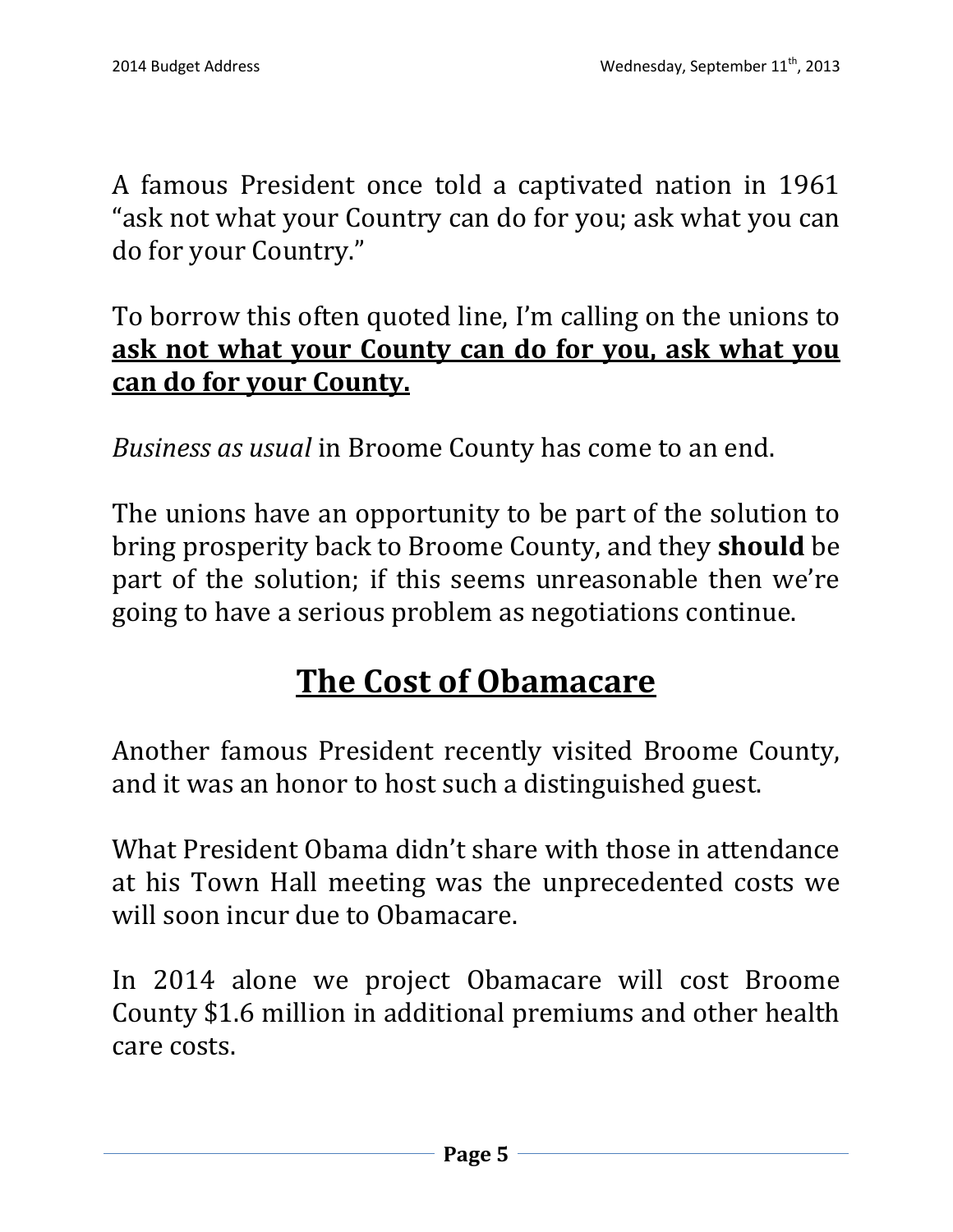A famous President once told a captivated nation in 1961 "ask not what your Country can do for you; ask what you can do for your Country."

To borrow this often quoted line, I'm calling on the unions to **ask not what your County can do for you, ask what you can do for your County.**

*Business as usual* in Broome County has come to an end.

The unions have an opportunity to be part of the solution to bring prosperity back to Broome County, and they **should** be part of the solution; if this seems unreasonable then we're going to have a serious problem as negotiations continue.

## The Cost of Obamacare

Another famous President recently visited Broome County, and it was an honor to host such a distinguished guest.

What President Obama didn't share with those in attendance at his Town Hall meeting was the unprecedented costs we will soon incur due to Obamacare.

In 2014 alone we project Obamacare will cost Broome County $1.6 million in additional premiums and other health care costs.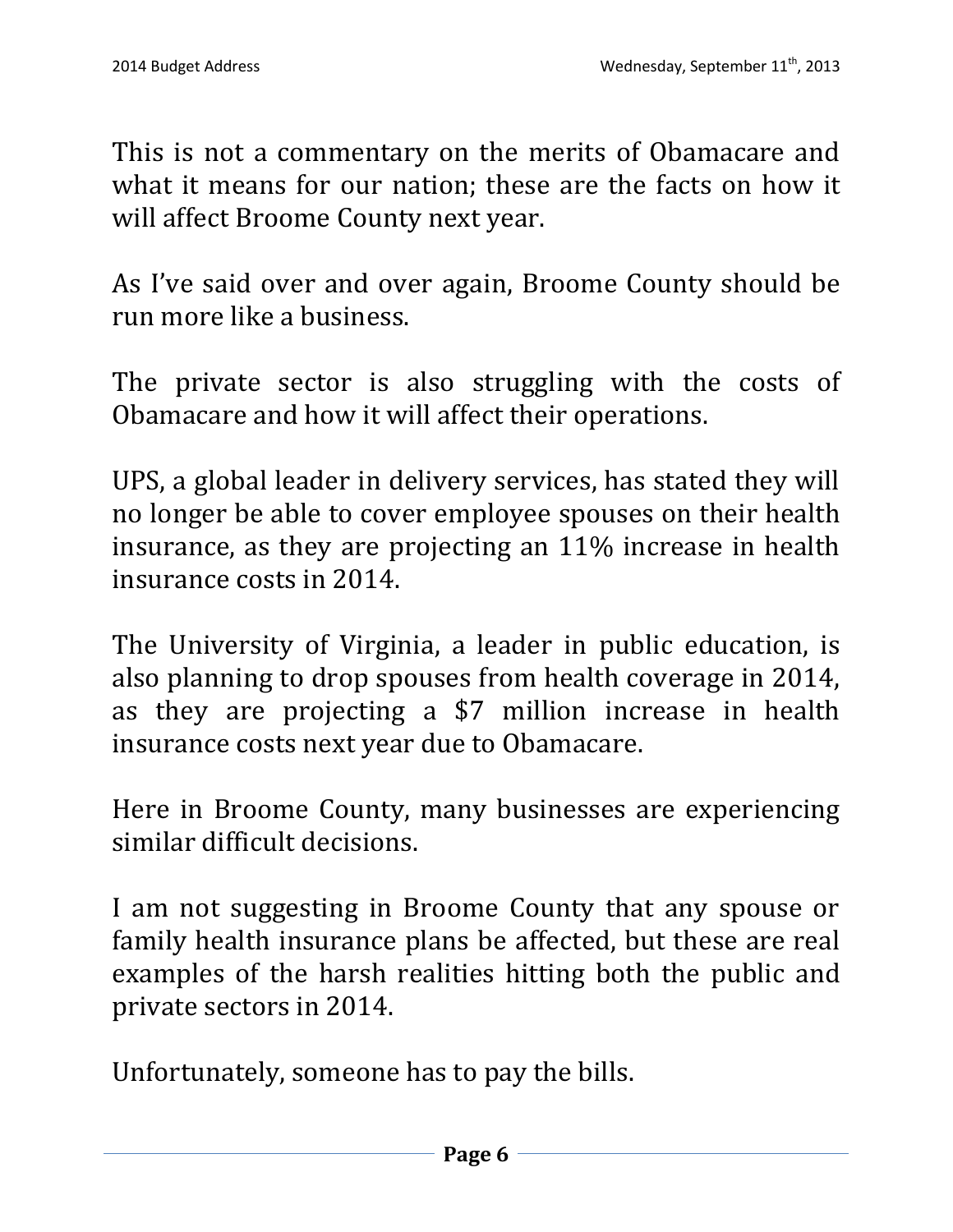This is not a commentary on the merits of Obamacare and what it means for our nation; these are the facts on how it will affect Broome County next year.

As I've said over and over again, Broome County should be run more like a business.

The private sector is also struggling with the costs of Obamacare and how it will affect their operations.

UPS, a global leader in delivery services, has stated they will no longer be able to cover employee spouses on their health insurance, as they are projecting an 11% increase in health insurance costs in 2014.

The University of Virginia, a leader in public education, is also planning to drop spouses from health coverage in 2014, as they are projecting a $7 million increase in health insurance costs next year due to Obamacare.

Here in Broome County, many businesses are experiencing similar difficult decisions.

I am not suggesting in Broome County that any spouse or family health insurance plans be affected, but these are real examples of the harsh realities hitting both the public and private sectors in 2014.

Unfortunately, someone has to pay the bills.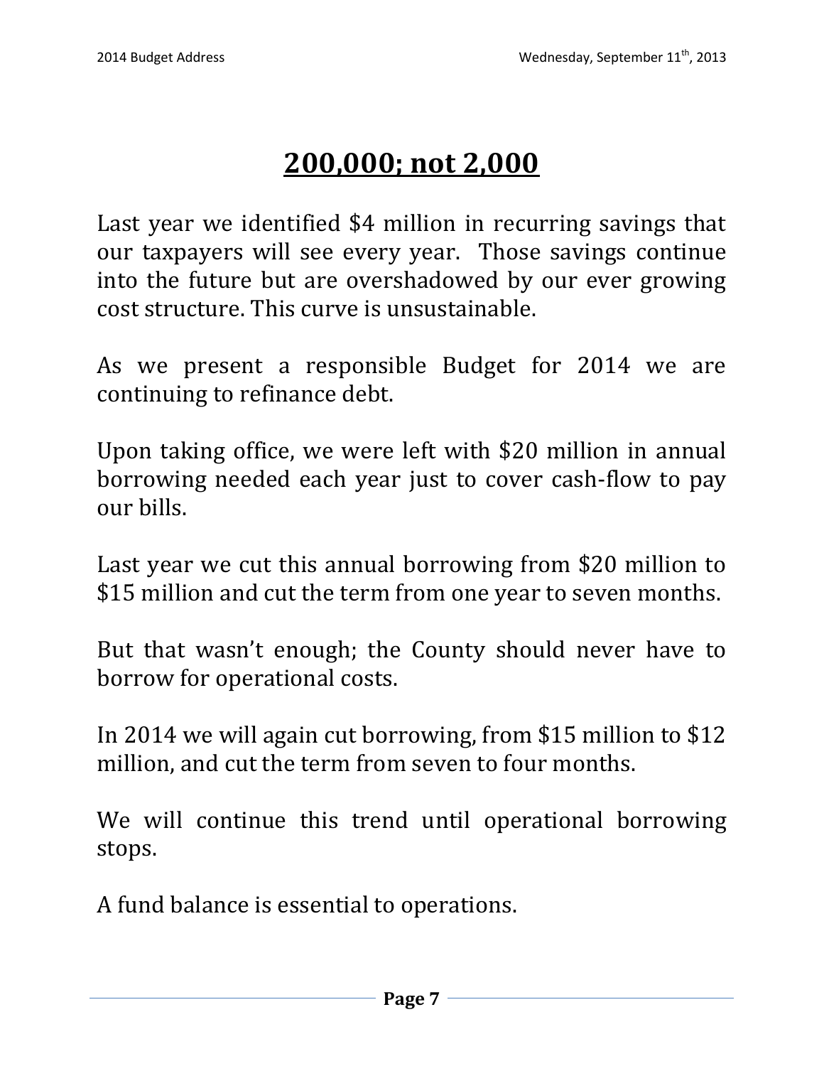# 200,000; not 2,000

Last year we identified $4 million in recurring savings that our taxpayers will see every year. Those savings continue into the future but are overshadowed by our ever growing cost structure. This curve is unsustainable.

As we present a responsible Budget for 2014 we are continuing to refinance debt.

Upon taking office, we were left with $20 million in annual borrowing needed each year just to cover cash-flow to pay our bills.

Last year we cut this annual borrowing from $20 million to $15 million and cut the term from one year to seven months.

But that wasn't enough; the County should never have to borrow for operational costs.

In 2014 we will again cut borrowing, from $15 million to $12 million, and cut the term from seven to four months.

We will continue this trend until operational borrowing stops.

A fund balance is essential to operations.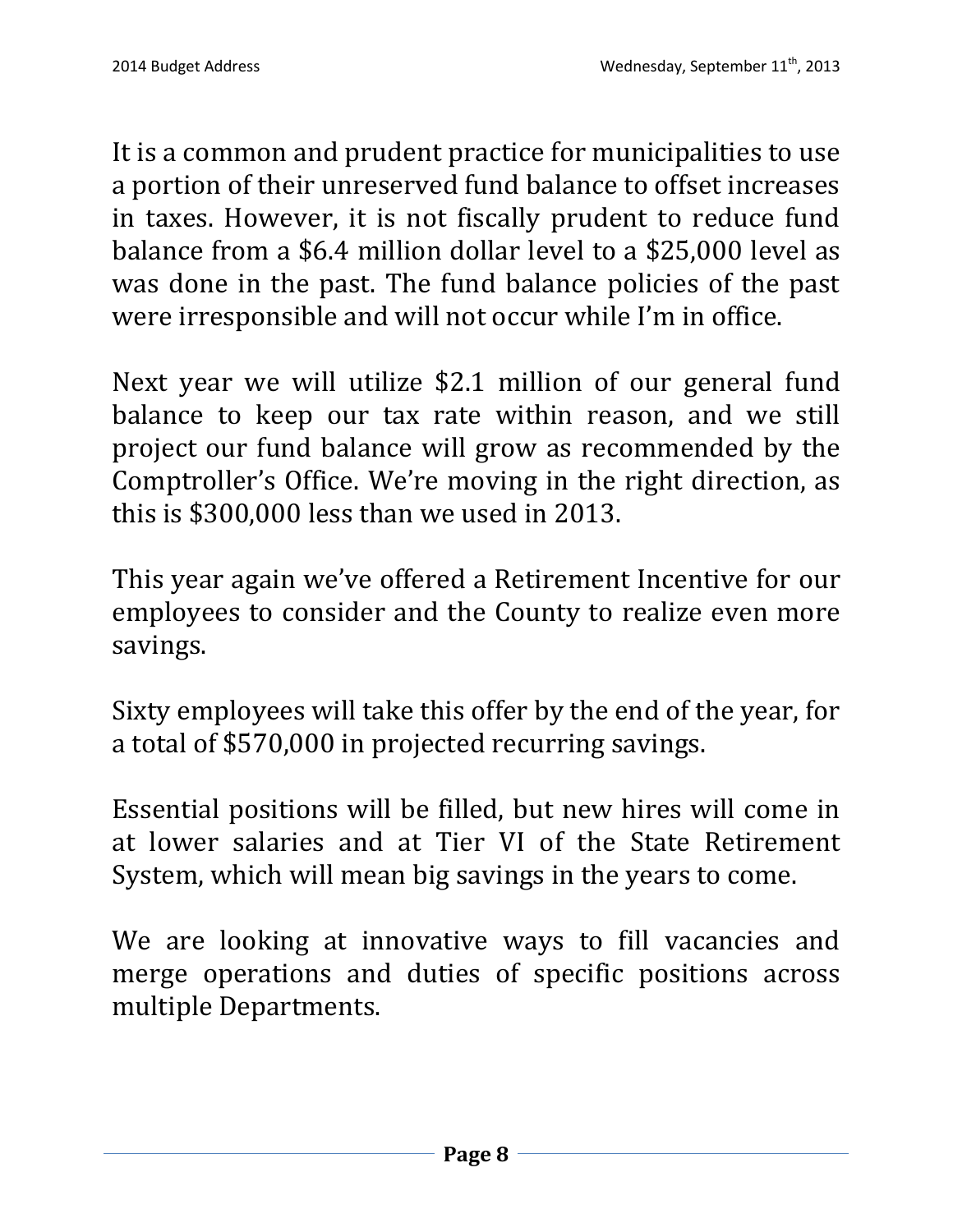It is a common and prudent practice for municipalities to use a portion of their unreserved fund balance to offset increases in taxes. However, it is not fiscally prudent to reduce fund balance from a $6.4 million dollar level to a $25,000 level as was done in the past. The fund balance policies of the past were irresponsible and will not occur while I'm in office.

Next year we will utilize $2.1 million of our general fund balance to keep our tax rate within reason, and we still project our fund balance will grow as recommended by the Comptroller's Office. We're moving in the right direction, as this is $300,000 less than we used in 2013.

This year again we've offered a Retirement Incentive for our employees to consider and the County to realize even more savings.

Sixty employees will take this offer by the end of the year, for a total of $570,000 in projected recurring savings.

Essential positions will be filled, but new hires will come in at lower salaries and at Tier VI of the State Retirement System, which will mean big savings in the years to come.

We are looking at innovative ways to fill vacancies and merge operations and duties of specific positions across multiple Departments.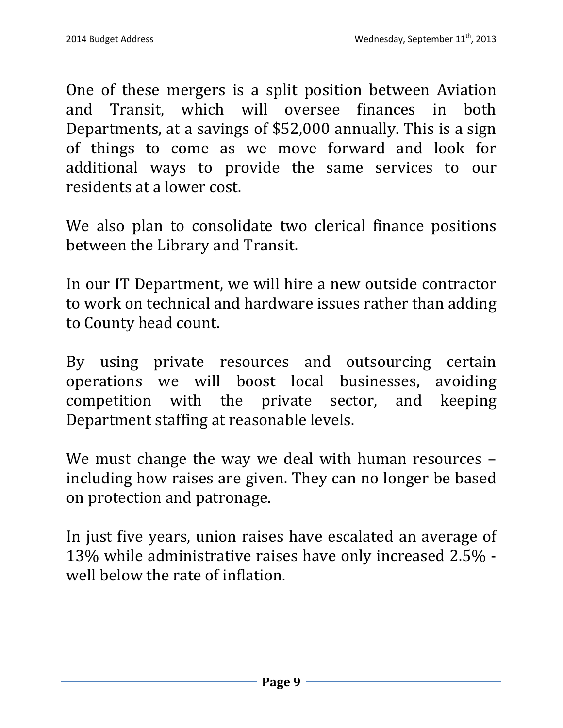One of these mergers is a split position between Aviation and Transit, which will oversee finances in both Departments, at a savings of $52,000 annually. This is a sign of things to come as we move forward and look for additional ways to provide the same services to our residents at a lower cost.

We also plan to consolidate two clerical finance positions between the Library and Transit.

In our IT Department, we will hire a new outside contractor to work on technical and hardware issues rather than adding to County head count.

By using private resources and outsourcing certain operations we will boost local businesses, avoiding competition with the private sector, and keeping Department staffing at reasonable levels.

We must change the way we deal with human resources – including how raises are given. They can no longer be based on protection and patronage.

In just five years, union raises have escalated an average of 13% while administrative raises have only increased 2.5% - well below the rate of inflation.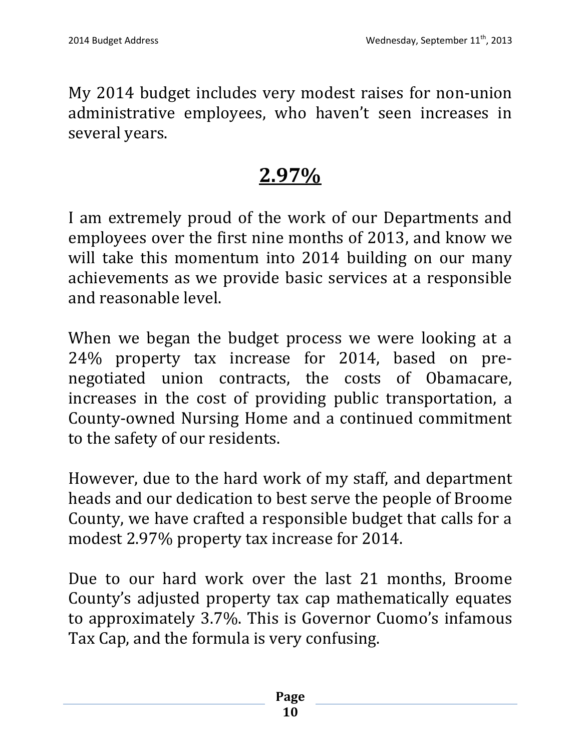My 2014 budget includes very modest raises for non-union administrative employees, who haven't seen increases in several years.

## **2.97%**

I am extremely proud of the work of our Departments and employees over the first nine months of 2013, and know we will take this momentum into 2014 building on our many achievements as we provide basic services at a responsible and reasonable level.

When we began the budget process we were looking at a 24% property tax increase for 2014, based on pre-negotiated union contracts, the costs of Obamacare, increases in the cost of providing public transportation, a County-owned Nursing Home and a continued commitment to the safety of our residents.

However, due to the hard work of my staff, and department heads and our dedication to best serve the people of Broome County, we have crafted a responsible budget that calls for a modest 2.97% property tax increase for 2014.

Due to our hard work over the last 21 months, Broome County's adjusted property tax cap mathematically equates to approximately 3.7%. This is Governor Cuomo's infamous Tax Cap, and the formula is very confusing.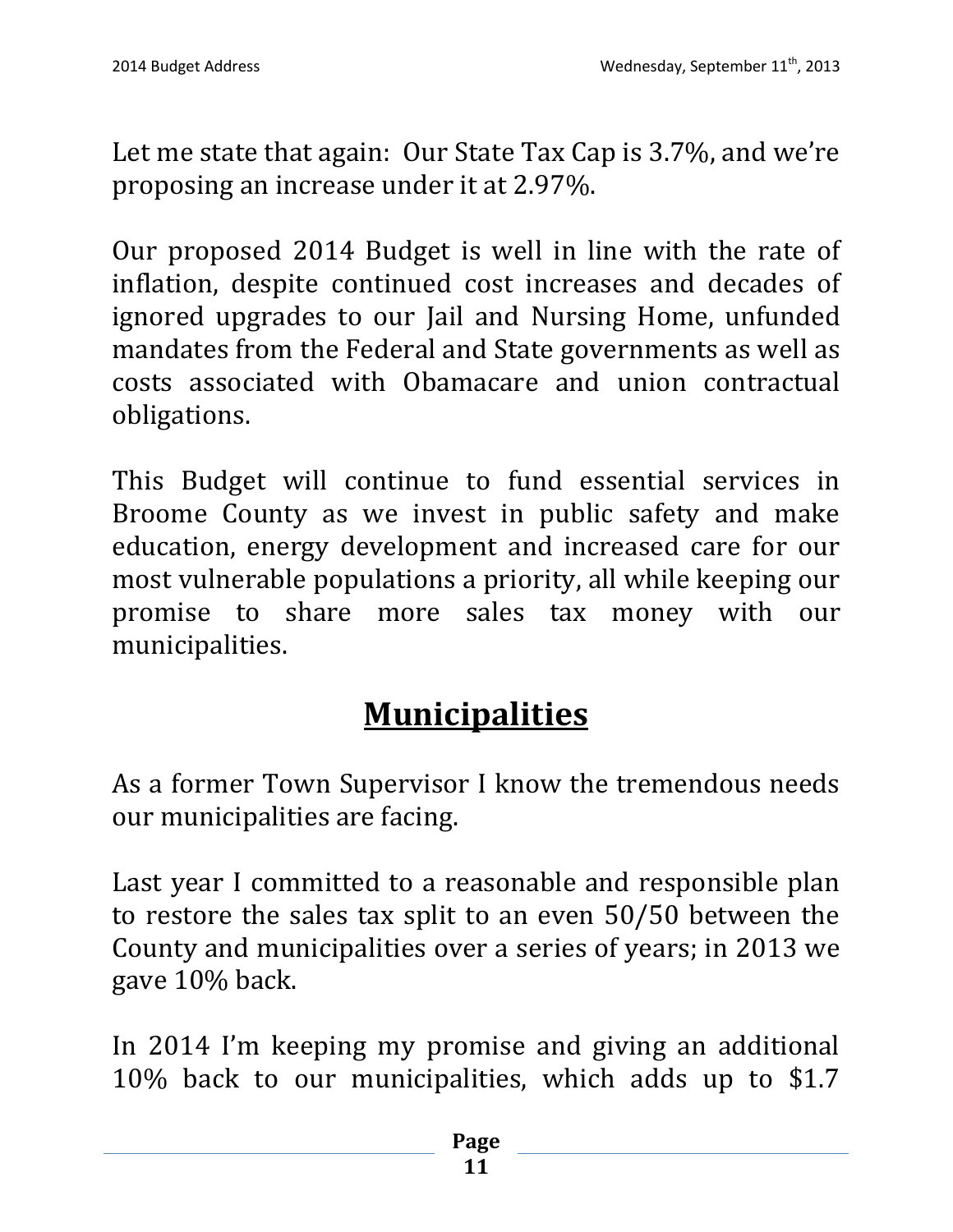Let me state that again: Our State Tax Cap is 3.7%, and we're proposing an increase under it at 2.97%.

Our proposed 2014 Budget is well in line with the rate of inflation, despite continued cost increases and decades of ignored upgrades to our Jail and Nursing Home, unfunded mandates from the Federal and State governments as well as costs associated with Obamacare and union contractual obligations.

This Budget will continue to fund essential services in Broome County as we invest in public safety and make education, energy development and increased care for our most vulnerable populations a priority, all while keeping our promise to share more sales tax money with our municipalities.

## Municipalities

As a former Town Supervisor I know the tremendous needs our municipalities are facing.

Last year I committed to a reasonable and responsible plan to restore the sales tax split to an even 50/50 between the County and municipalities over a series of years; in 2013 we gave 10% back.

In 2014 I'm keeping my promise and giving an additional 10% back to our municipalities, which adds up to $1.7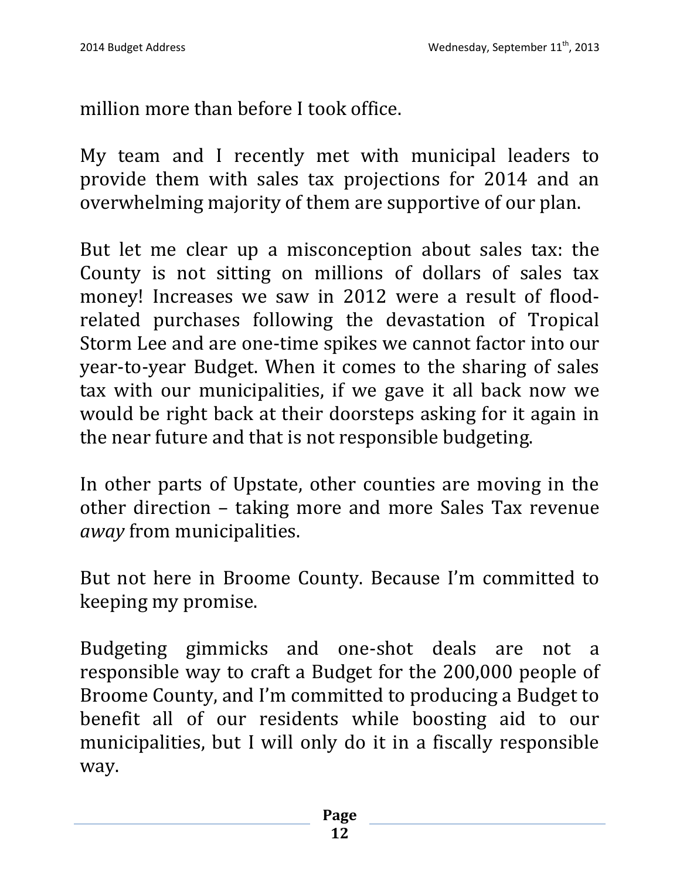million more than before I took office.

My team and I recently met with municipal leaders to provide them with sales tax projections for 2014 and an overwhelming majority of them are supportive of our plan.

But let me clear up a misconception about sales tax: the County is not sitting on millions of dollars of sales tax money! Increases we saw in 2012 were a result of flood-related purchases following the devastation of Tropical Storm Lee and are one-time spikes we cannot factor into our year-to-year Budget. When it comes to the sharing of sales tax with our municipalities, if we gave it all back now we would be right back at their doorsteps asking for it again in the near future and that is not responsible budgeting.

In other parts of Upstate, other counties are moving in the other direction – taking more and more Sales Tax revenue *away* from municipalities.

But not here in Broome County. Because I'm committed to keeping my promise.

Budgeting gimmicks and one-shot deals are not a responsible way to craft a Budget for the 200,000 people of Broome County, and I'm committed to producing a Budget to benefit all of our residents while boosting aid to our municipalities, but I will only do it in a fiscally responsible way.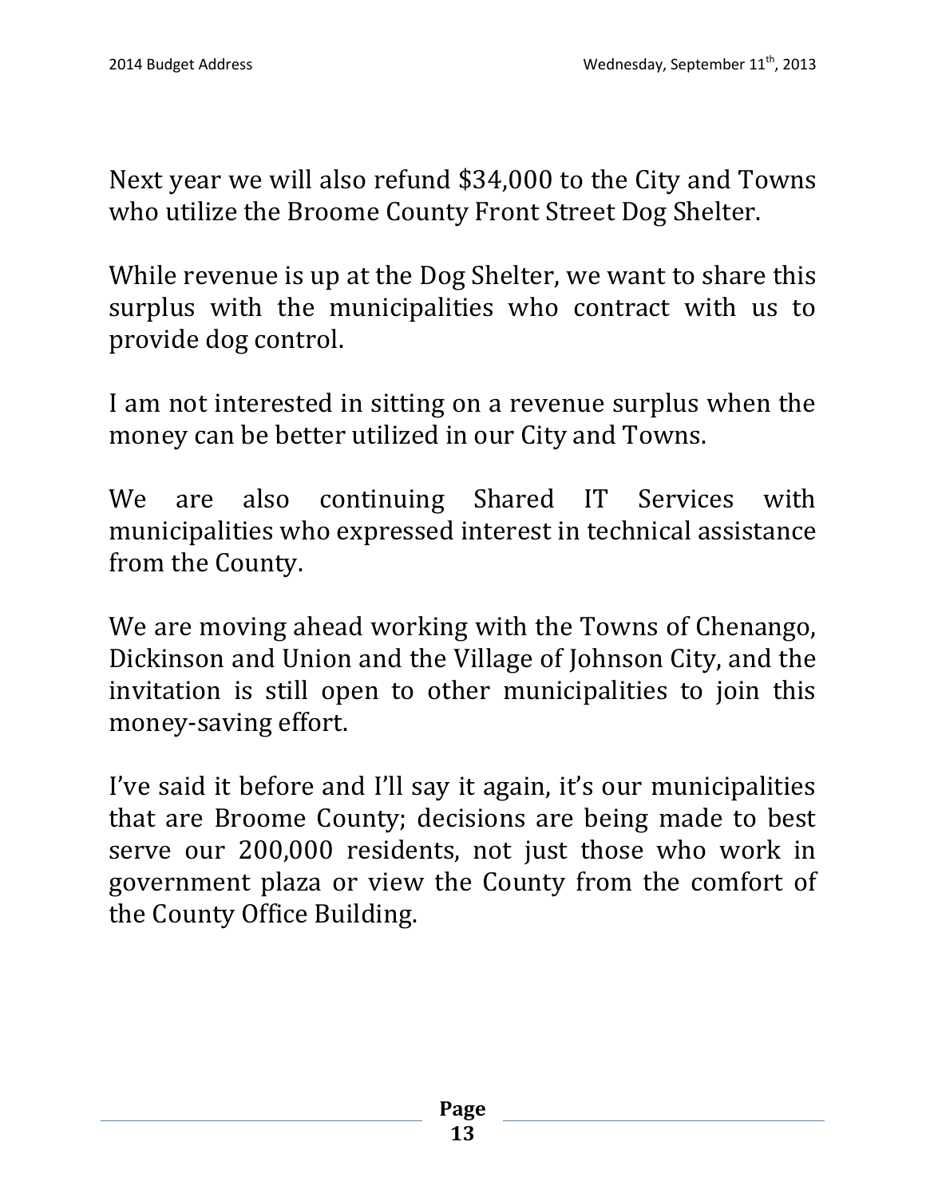Next year we will also refund $34,000 to the City and Towns who utilize the Broome County Front Street Dog Shelter.

While revenue is up at the Dog Shelter, we want to share this surplus with the municipalities who contract with us to provide dog control.

I am not interested in sitting on a revenue surplus when the money can be better utilized in our City and Towns.

We are also continuing Shared IT Services with municipalities who expressed interest in technical assistance from the County.

We are moving ahead working with the Towns of Chenango, Dickinson and Union and the Village of Johnson City, and the invitation is still open to other municipalities to join this money-saving effort.

I've said it before and I'll say it again, it's our municipalities that are Broome County; decisions are being made to best serve our 200,000 residents, not just those who work in government plaza or view the County from the comfort of the County Office Building.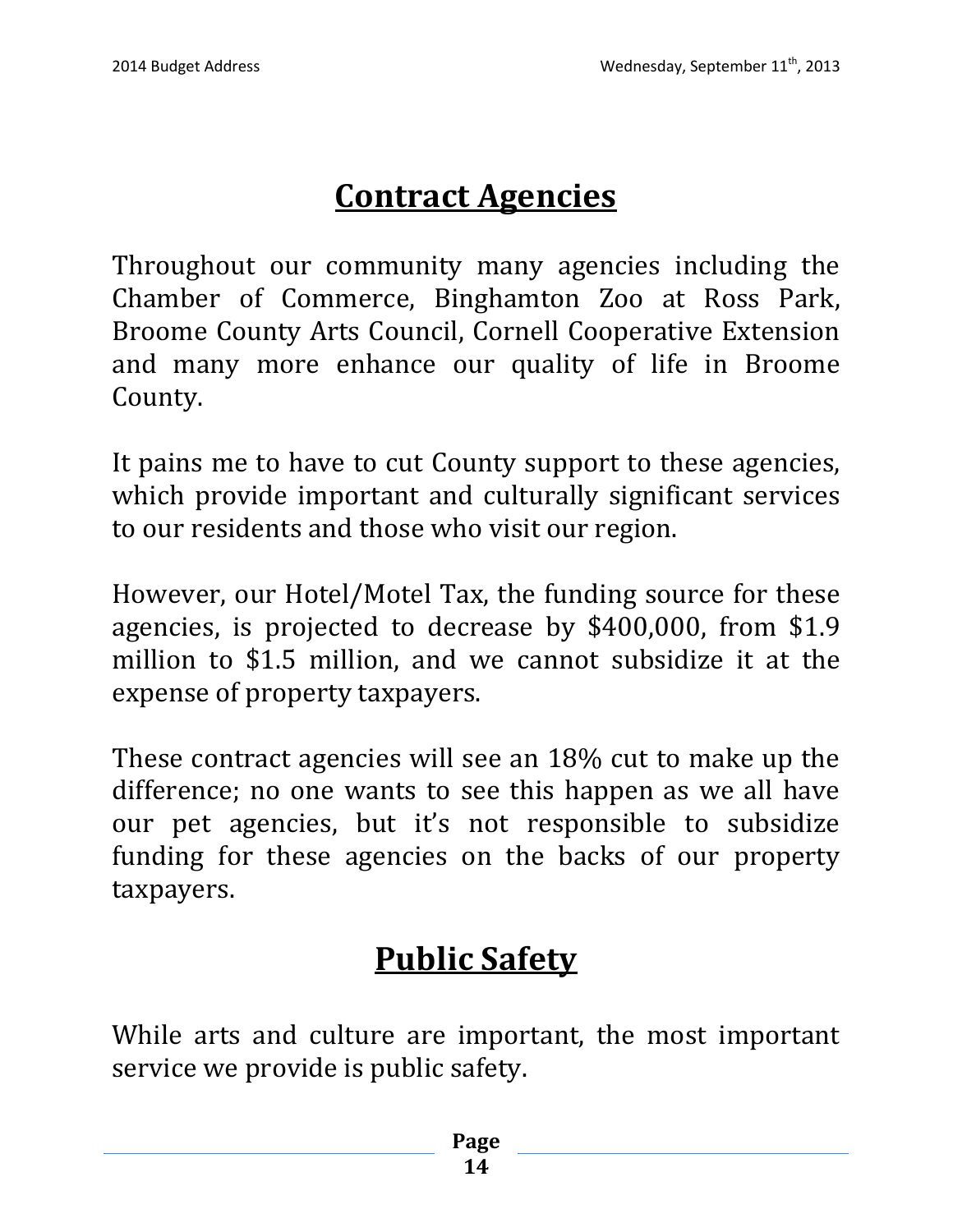## Contract Agencies

Throughout our community many agencies including the Chamber of Commerce, Binghamton Zoo at Ross Park, Broome County Arts Council, Cornell Cooperative Extension and many more enhance our quality of life in Broome County.

It pains me to have to cut County support to these agencies, which provide important and culturally significant services to our residents and those who visit our region.

However, our Hotel/Motel Tax, the funding source for these agencies, is projected to decrease by $400,000, from $1.9 million to $1.5 million, and we cannot subsidize it at the expense of property taxpayers.

These contract agencies will see an 18% cut to make up the difference; no one wants to see this happen as we all have our pet agencies, but it's not responsible to subsidize funding for these agencies on the backs of our property taxpayers.

## Public Safety

While arts and culture are important, the most important service we provide is public safety.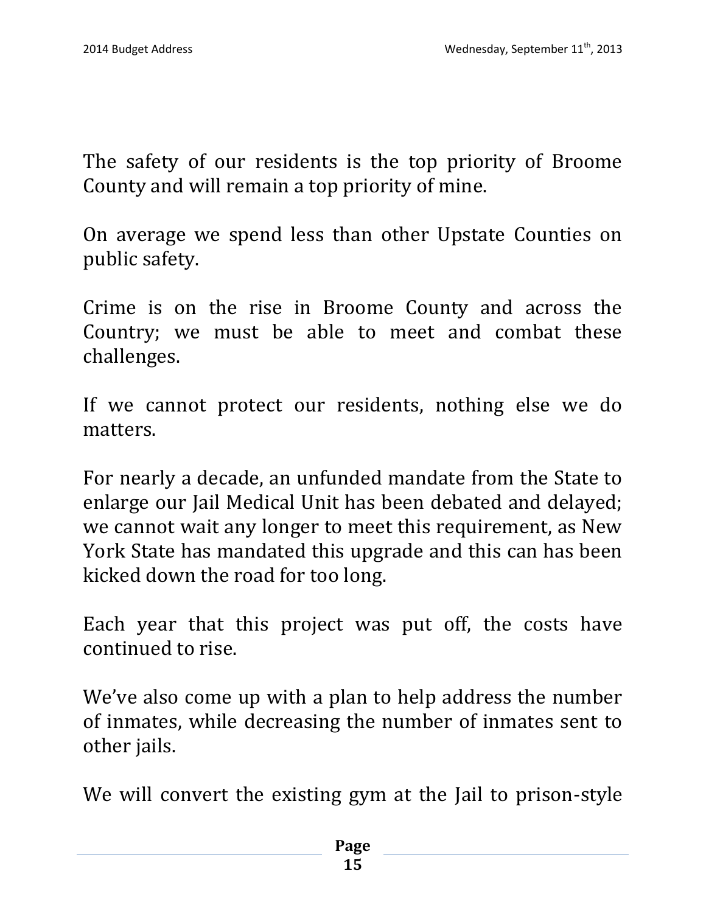The safety of our residents is the top priority of Broome County and will remain a top priority of mine.

On average we spend less than other Upstate Counties on public safety.

Crime is on the rise in Broome County and across the Country; we must be able to meet and combat these challenges.

If we cannot protect our residents, nothing else we do matters.

For nearly a decade, an unfunded mandate from the State to enlarge our Jail Medical Unit has been debated and delayed; we cannot wait any longer to meet this requirement, as New York State has mandated this upgrade and this can has been kicked down the road for too long.

Each year that this project was put off, the costs have continued to rise.

We've also come up with a plan to help address the number of inmates, while decreasing the number of inmates sent to other jails.

We will convert the existing gym at the Jail to prison-style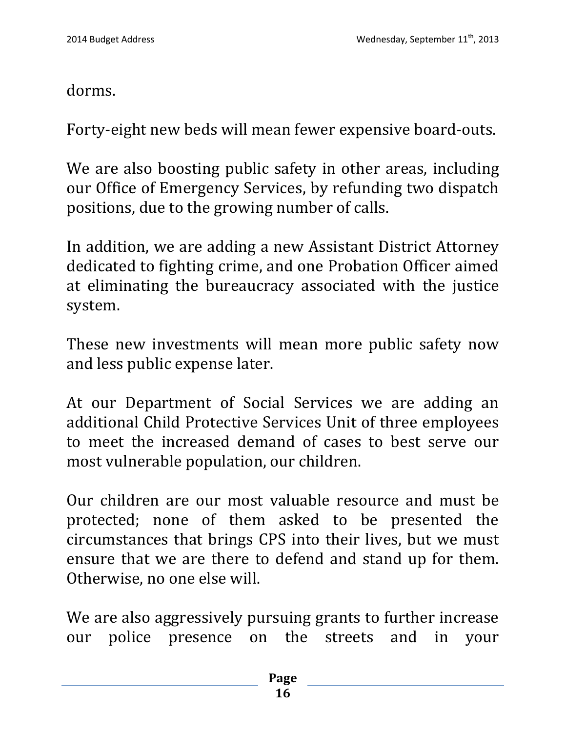dorms.

Forty-eight new beds will mean fewer expensive board-outs.

We are also boosting public safety in other areas, including our Office of Emergency Services, by refunding two dispatch positions, due to the growing number of calls.

In addition, we are adding a new Assistant District Attorney dedicated to fighting crime, and one Probation Officer aimed at eliminating the bureaucracy associated with the justice system.

These new investments will mean more public safety now and less public expense later.

At our Department of Social Services we are adding an additional Child Protective Services Unit of three employees to meet the increased demand of cases to best serve our most vulnerable population, our children.

Our children are our most valuable resource and must be protected; none of them asked to be presented the circumstances that brings CPS into their lives, but we must ensure that we are there to defend and stand up for them. Otherwise, no one else will.

We are also aggressively pursuing grants to further increase our police presence on the streets and in your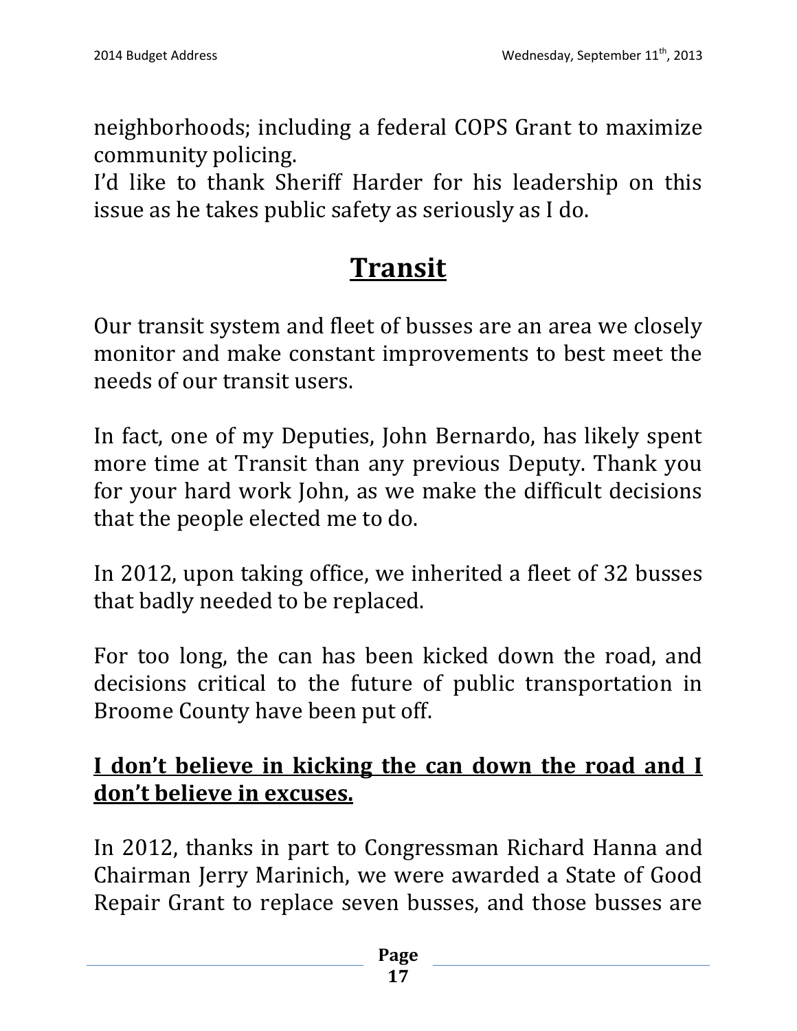neighborhoods; including a federal COPS Grant to maximize community policing.

I'd like to thank Sheriff Harder for his leadership on this issue as he takes public safety as seriously as I do.

# Transit

Our transit system and fleet of busses are an area we closely monitor and make constant improvements to best meet the needs of our transit users.

In fact, one of my Deputies, John Bernardo, has likely spent more time at Transit than any previous Deputy. Thank you for your hard work John, as we make the difficult decisions that the people elected me to do.

In 2012, upon taking office, we inherited a fleet of 32 busses that badly needed to be replaced.

For too long, the can has been kicked down the road, and decisions critical to the future of public transportation in Broome County have been put off.

**I don't believe in kicking the can down the road and I don't believe in excuses.**

In 2012, thanks in part to Congressman Richard Hanna and Chairman Jerry Marinich, we were awarded a State of Good Repair Grant to replace seven busses, and those busses are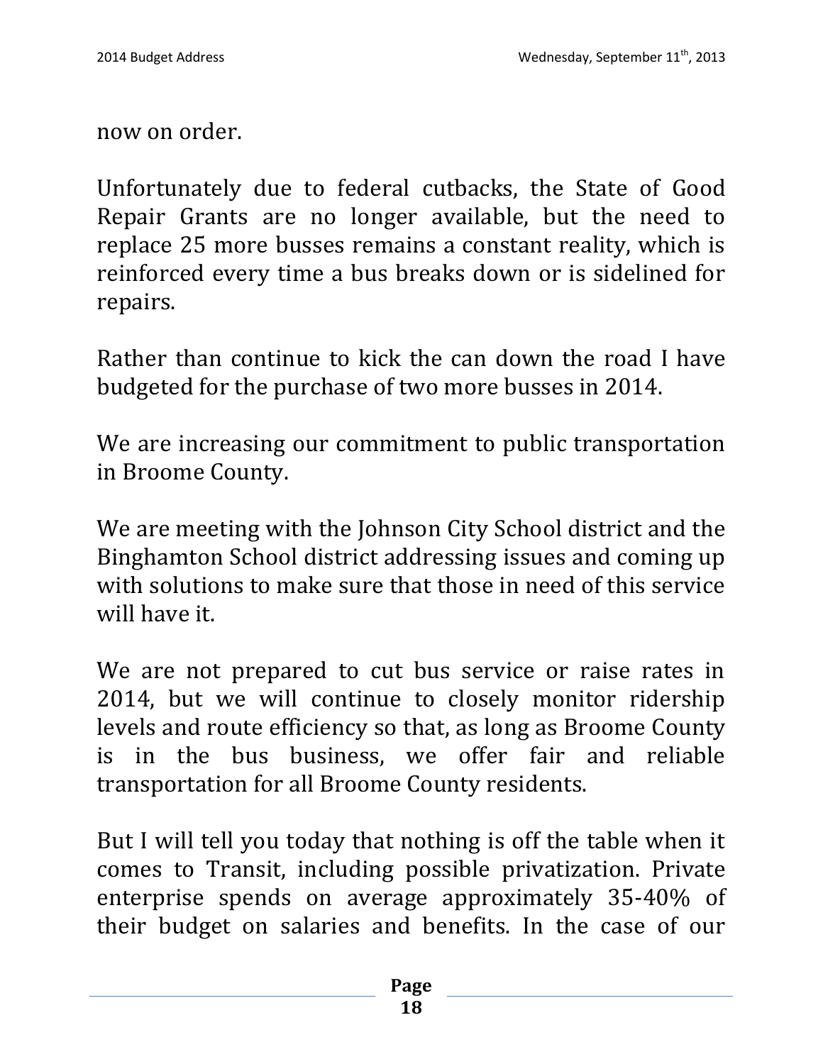now on order.

Unfortunately due to federal cutbacks, the State of Good Repair Grants are no longer available, but the need to replace 25 more busses remains a constant reality, which is reinforced every time a bus breaks down or is sidelined for repairs.

Rather than continue to kick the can down the road I have budgeted for the purchase of two more busses in 2014.

We are increasing our commitment to public transportation in Broome County.

We are meeting with the Johnson City School district and the Binghamton School district addressing issues and coming up with solutions to make sure that those in need of this service will have it.

We are not prepared to cut bus service or raise rates in 2014, but we will continue to closely monitor ridership levels and route efficiency so that, as long as Broome County is in the bus business, we offer fair and reliable transportation for all Broome County residents.

But I will tell you today that nothing is off the table when it comes to Transit, including possible privatization. Private enterprise spends on average approximately 35-40% of their budget on salaries and benefits. In the case of our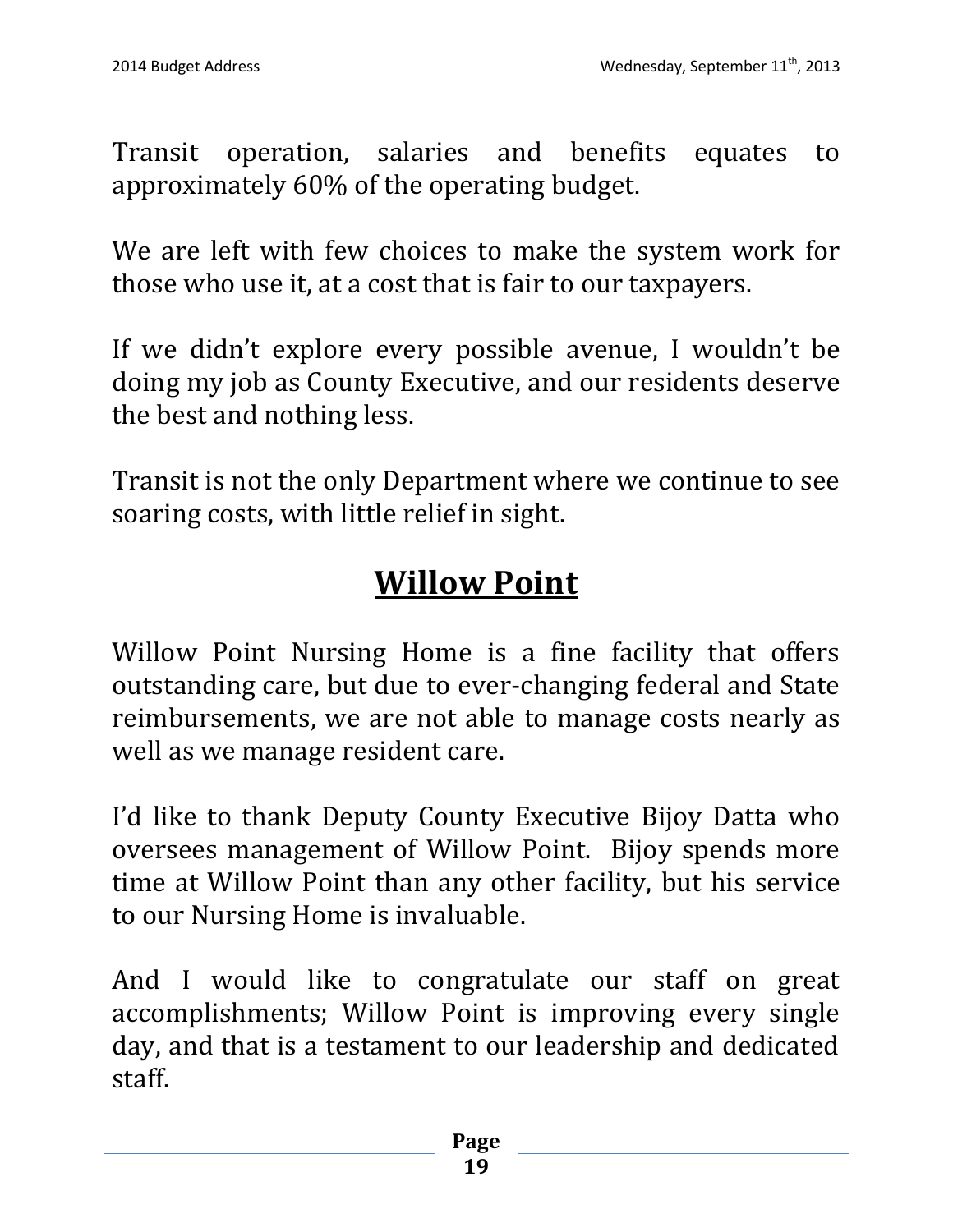Transit operation, salaries and benefits equates to approximately 60% of the operating budget.

We are left with few choices to make the system work for those who use it, at a cost that is fair to our taxpayers.

If we didn't explore every possible avenue, I wouldn't be doing my job as County Executive, and our residents deserve the best and nothing less.

Transit is not the only Department where we continue to see soaring costs, with little relief in sight.

## Willow Point

Willow Point Nursing Home is a fine facility that offers outstanding care, but due to ever-changing federal and State reimbursements, we are not able to manage costs nearly as well as we manage resident care.

I'd like to thank Deputy County Executive Bijoy Datta who oversees management of Willow Point. Bijoy spends more time at Willow Point than any other facility, but his service to our Nursing Home is invaluable.

And I would like to congratulate our staff on great accomplishments; Willow Point is improving every single day, and that is a testament to our leadership and dedicated staff.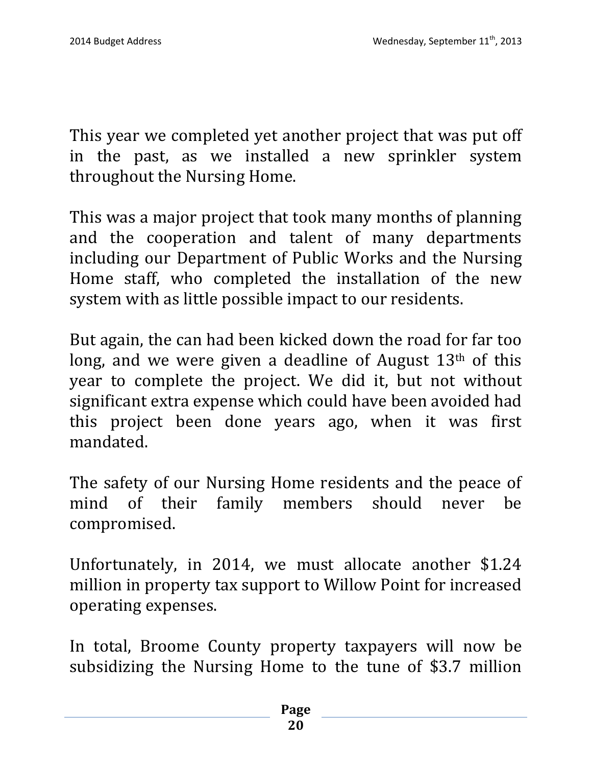This year we completed yet another project that was put off in the past, as we installed a new sprinkler system throughout the Nursing Home.

This was a major project that took many months of planning and the cooperation and talent of many departments including our Department of Public Works and the Nursing Home staff, who completed the installation of the new system with as little possible impact to our residents.

But again, the can had been kicked down the road for far too long, and we were given a deadline of August 13th of this year to complete the project. We did it, but not without significant extra expense which could have been avoided had this project been done years ago, when it was first mandated.

The safety of our Nursing Home residents and the peace of mind of their family members should never be compromised.

Unfortunately, in 2014, we must allocate another $1.24 million in property tax support to Willow Point for increased operating expenses.

In total, Broome County property taxpayers will now be subsidizing the Nursing Home to the tune of $3.7 million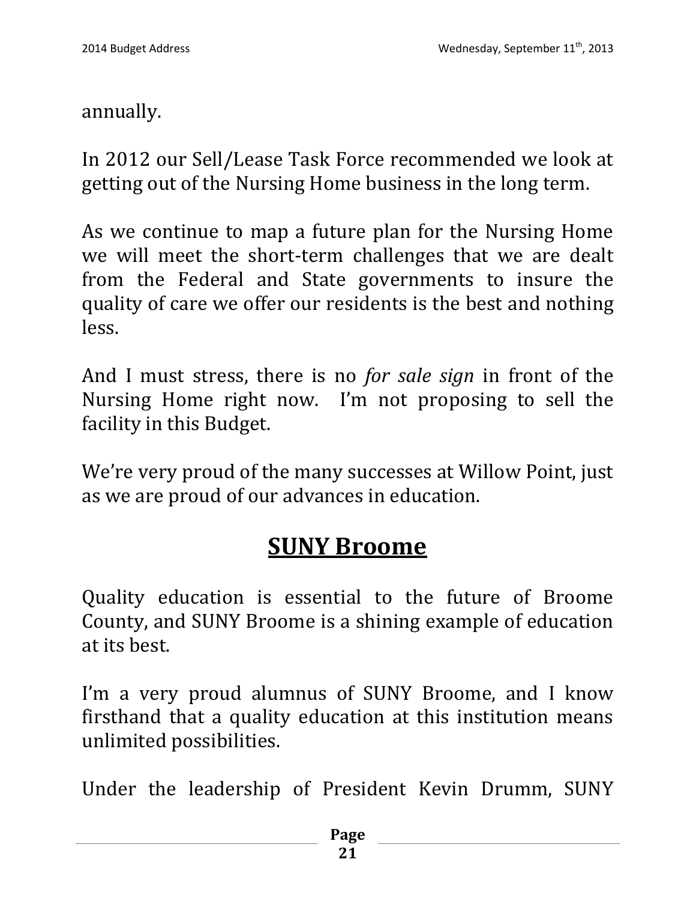annually.

In 2012 our Sell/Lease Task Force recommended we look at getting out of the Nursing Home business in the long term.

As we continue to map a future plan for the Nursing Home we will meet the short-term challenges that we are dealt from the Federal and State governments to insure the quality of care we offer our residents is the best and nothing less.

And I must stress, there is no *for sale sign* in front of the Nursing Home right now. I'm not proposing to sell the facility in this Budget.

We're very proud of the many successes at Willow Point, just as we are proud of our advances in education.

## SUNY Broome

Quality education is essential to the future of Broome County, and SUNY Broome is a shining example of education at its best.

I'm a very proud alumnus of SUNY Broome, and I know firsthand that a quality education at this institution means unlimited possibilities.

Under the leadership of President Kevin Drumm, SUNY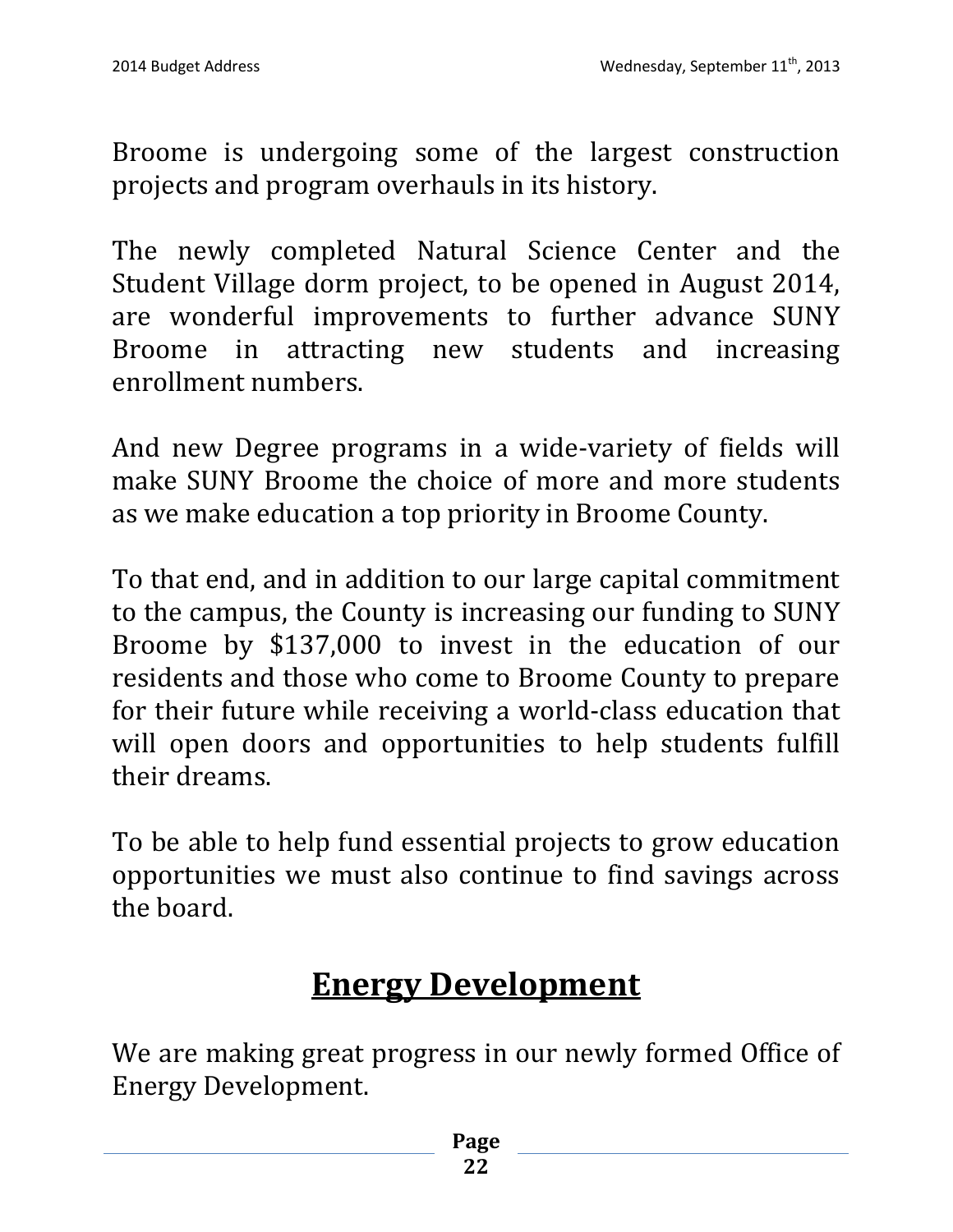Broome is undergoing some of the largest construction projects and program overhauls in its history.

The newly completed Natural Science Center and the Student Village dorm project, to be opened in August 2014, are wonderful improvements to further advance SUNY Broome in attracting new students and increasing enrollment numbers.

And new Degree programs in a wide-variety of fields will make SUNY Broome the choice of more and more students as we make education a top priority in Broome County.

To that end, and in addition to our large capital commitment to the campus, the County is increasing our funding to SUNY Broome by $137,000 to invest in the education of our residents and those who come to Broome County to prepare for their future while receiving a world-class education that will open doors and opportunities to help students fulfill their dreams.

To be able to help fund essential projects to grow education opportunities we must also continue to find savings across the board.

## Energy Development

We are making great progress in our newly formed Office of Energy Development.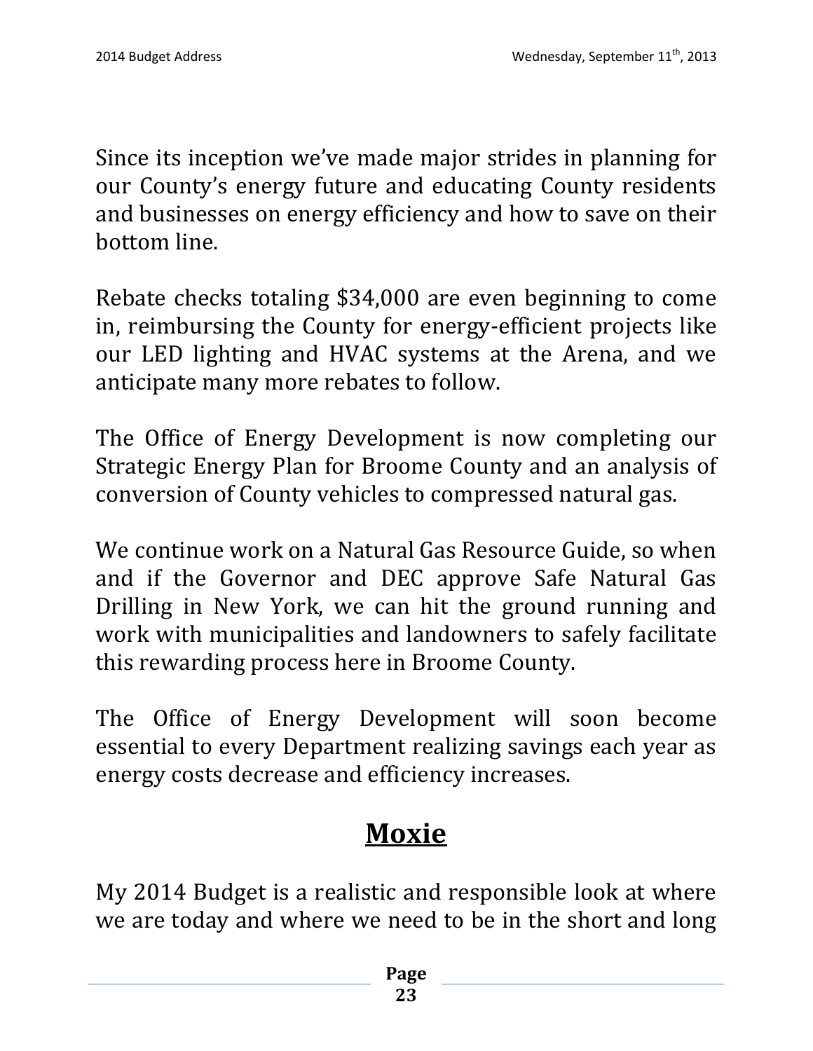Since its inception we've made major strides in planning for our County's energy future and educating County residents and businesses on energy efficiency and how to save on their bottom line.

Rebate checks totaling $34,000 are even beginning to come in, reimbursing the County for energy-efficient projects like our LED lighting and HVAC systems at the Arena, and we anticipate many more rebates to follow.

The Office of Energy Development is now completing our Strategic Energy Plan for Broome County and an analysis of conversion of County vehicles to compressed natural gas.

We continue work on a Natural Gas Resource Guide, so when and if the Governor and DEC approve Safe Natural Gas Drilling in New York, we can hit the ground running and work with municipalities and landowners to safely facilitate this rewarding process here in Broome County.

The Office of Energy Development will soon become essential to every Department realizing savings each year as energy costs decrease and efficiency increases.

## Moxie

My 2014 Budget is a realistic and responsible look at where we are today and where we need to be in the short and long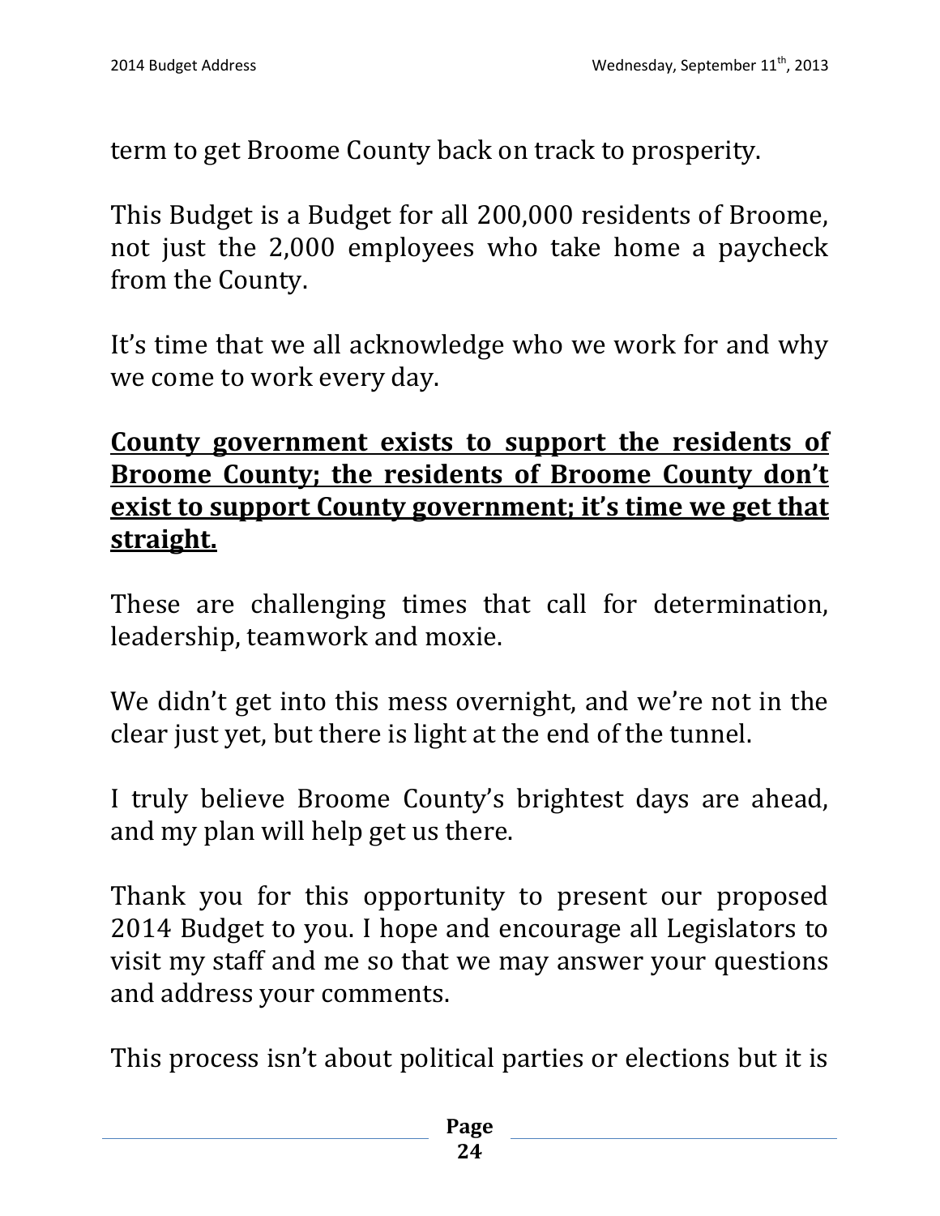term to get Broome County back on track to prosperity.

This Budget is a Budget for all 200,000 residents of Broome, not just the 2,000 employees who take home a paycheck from the County.

It's time that we all acknowledge who we work for and why we come to work every day.

**<u>County government exists to support the residents of Broome County; the residents of Broome County don't exist to support County government; it's time we get that straight.</u>**

These are challenging times that call for determination, leadership, teamwork and moxie.

We didn't get into this mess overnight, and we're not in the clear just yet, but there is light at the end of the tunnel.

I truly believe Broome County's brightest days are ahead, and my plan will help get us there.

Thank you for this opportunity to present our proposed 2014 Budget to you. I hope and encourage all Legislators to visit my staff and me so that we may answer your questions and address your comments.

This process isn't about political parties or elections but it is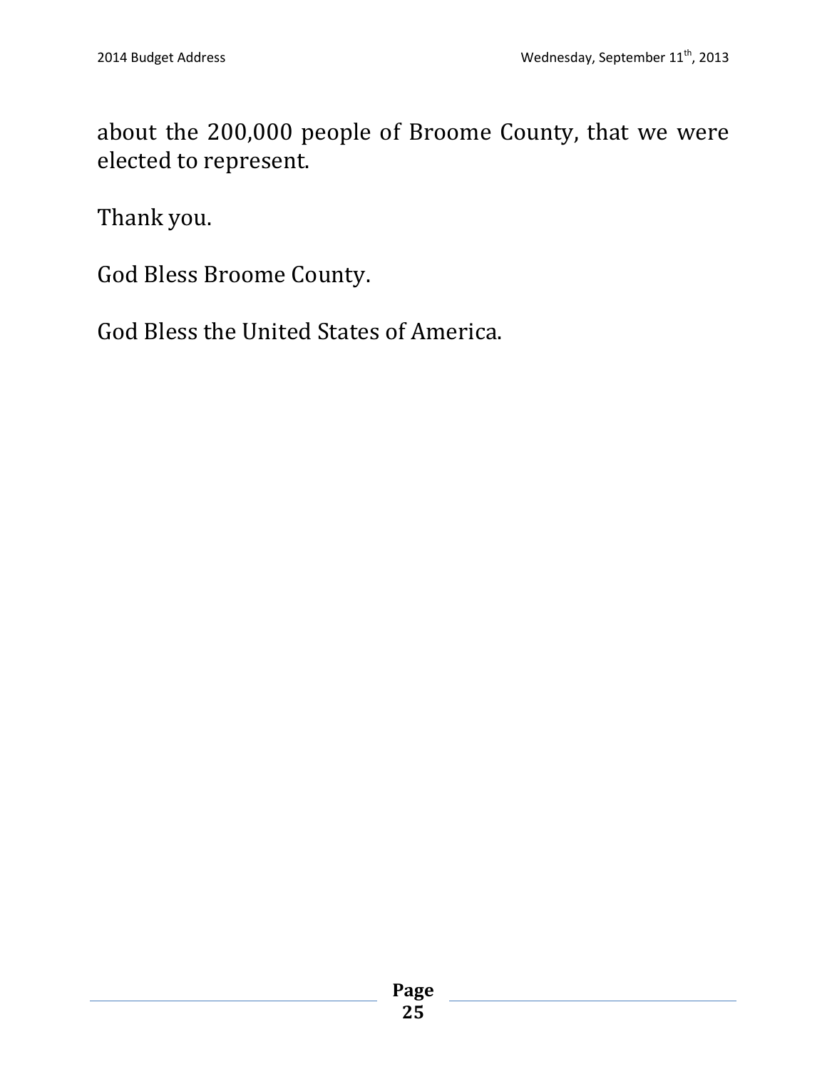about the 200,000 people of Broome County, that we were elected to represent.

Thank you.

God Bless Broome County.

God Bless the United States of America.